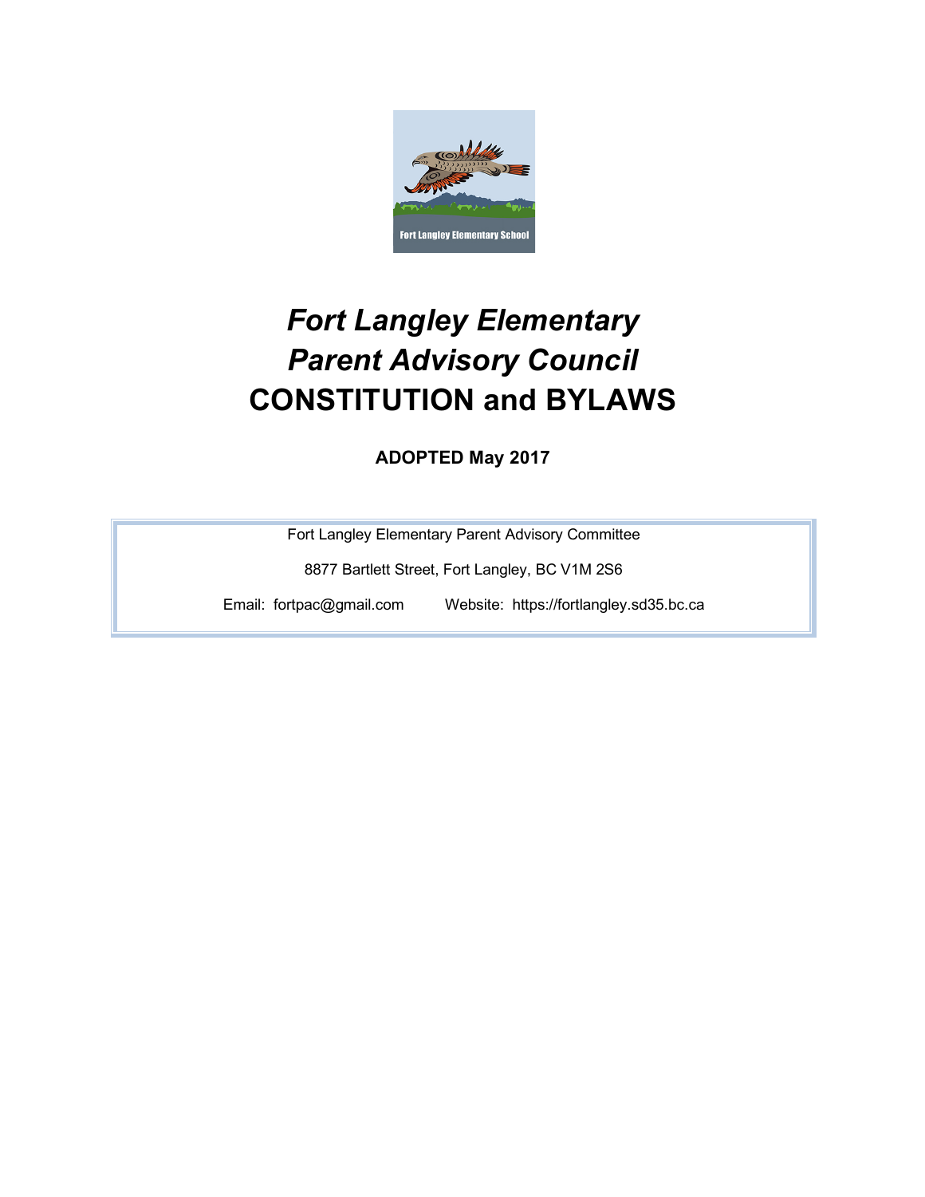# *Fort Langley Elementary Parent Advisory Council*
# CONSTITUTION and BYLAWS

**ADOPTED May 2017**

Fort Langley Elementary Parent Advisory Committee

8877 Bartlett Street, Fort Langley, BC V1M 2S6

Email: fortpac@gmail.com Website: https://fortlangley.sd35.bc.ca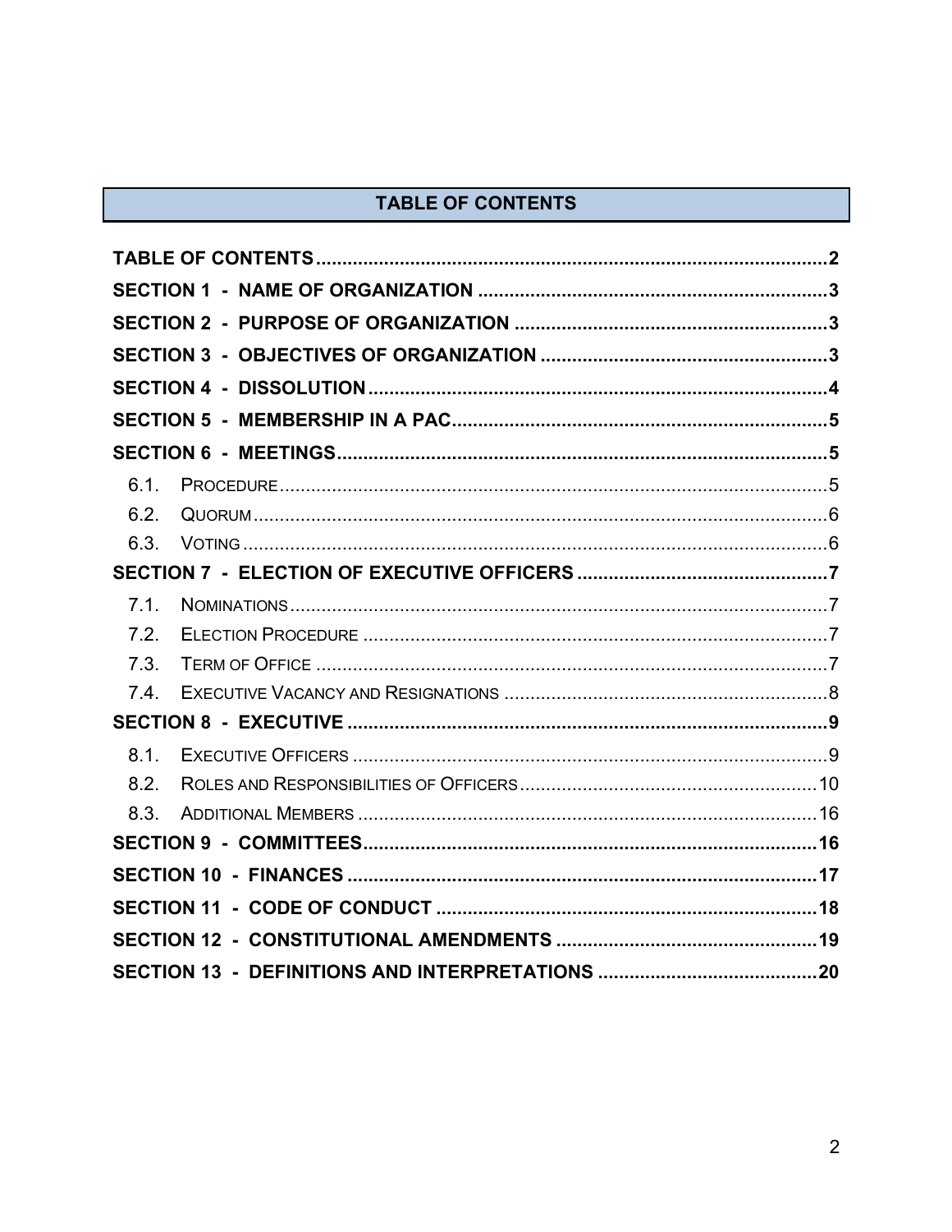## TABLE OF CONTENTS

**TABLE OF CONTENTS** ..... **2**

**SECTION 1 - NAME OF ORGANIZATION** ..... **3**

**SECTION 2 - PURPOSE OF ORGANIZATION** ..... **3**

**SECTION 3 - OBJECTIVES OF ORGANIZATION** ..... **3**

**SECTION 4 - DISSOLUTION** ..... **4**

**SECTION 5 - MEMBERSHIP IN A PAC** ..... **5**

**SECTION 6 - MEETINGS** ..... **5**

- 6.1. Procedure ..... 5
- 6.2. Quorum ..... 6
- 6.3. Voting ..... 6

**SECTION 7 - ELECTION OF EXECUTIVE OFFICERS** ..... **7**

- 7.1. Nominations ..... 7
- 7.2. Election Procedure ..... 7
- 7.3. Term of Office ..... 7
- 7.4. Executive Vacancy and Resignations ..... 8

**SECTION 8 - EXECUTIVE** ..... **9**

- 8.1. Executive Officers ..... 9
- 8.2. Roles and Responsibilities of Officers ..... 10
- 8.3. Additional Members ..... 16

**SECTION 9 - COMMITTEES** ..... **16**

**SECTION 10 - FINANCES** ..... **17**

**SECTION 11 - CODE OF CONDUCT** ..... **18**

**SECTION 12 - CONSTITUTIONAL AMENDMENTS** ..... **19**

**SECTION 13 - DEFINITIONS AND INTERPRETATIONS** ..... **20**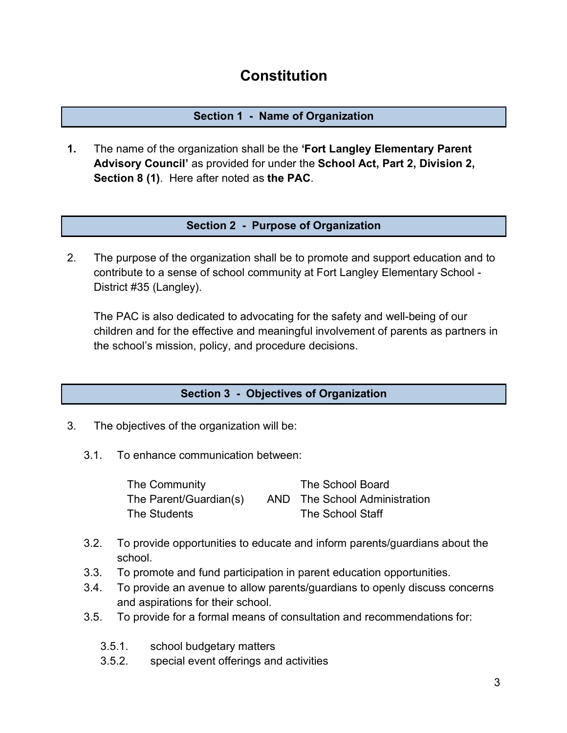# Constitution

## Section 1 - Name of Organization

**1.** The name of the organization shall be the **'Fort Langley Elementary Parent Advisory Council'** as provided for under the **School Act, Part 2, Division 2, Section 8 (1)**. Here after noted as **the PAC**.

## Section 2 - Purpose of Organization

2. The purpose of the organization shall be to promote and support education and to contribute to a sense of school community at Fort Langley Elementary School - District #35 (Langley).

   The PAC is also dedicated to advocating for the safety and well-being of our children and for the effective and meaningful involvement of parents as partners in the school's mission, policy, and procedure decisions.

## Section 3 - Objectives of Organization

3. The objectives of the organization will be:

   3.1. To enhance communication between:

   | | | |
   |---|---|---|
   | The Community | | The School Board |
   | The Parent/Guardian(s) | AND | The School Administration |
   | The Students | | The School Staff |

   3.2. To provide opportunities to educate and inform parents/guardians about the school.
   3.3. To promote and fund participation in parent education opportunities.
   3.4. To provide an avenue to allow parents/guardians to openly discuss concerns and aspirations for their school.
   3.5. To provide for a formal means of consultation and recommendations for:

      3.5.1. school budgetary matters
      3.5.2. special event offerings and activities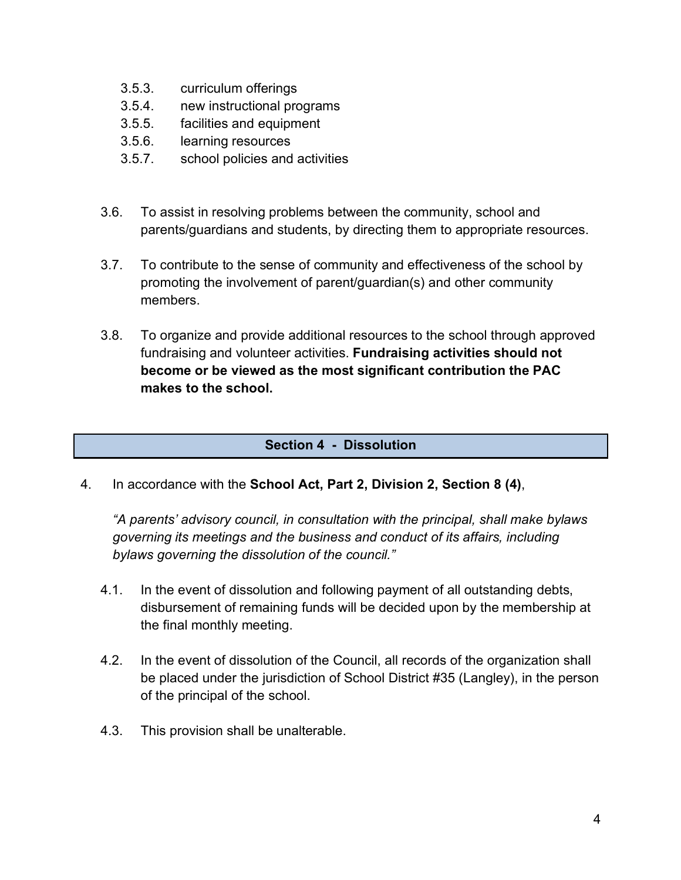- 3.5.3. curriculum offerings
- 3.5.4. new instructional programs
- 3.5.5. facilities and equipment
- 3.5.6. learning resources
- 3.5.7. school policies and activities

3.6. To assist in resolving problems between the community, school and parents/guardians and students, by directing them to appropriate resources.

3.7. To contribute to the sense of community and effectiveness of the school by promoting the involvement of parent/guardian(s) and other community members.

3.8. To organize and provide additional resources to the school through approved fundraising and volunteer activities. **Fundraising activities should not become or be viewed as the most significant contribution the PAC makes to the school.**

## Section 4 - Dissolution

4. In accordance with the **School Act, Part 2, Division 2, Section 8 (4)**,

*"A parents' advisory council, in consultation with the principal, shall make bylaws governing its meetings and the business and conduct of its affairs, including bylaws governing the dissolution of the council."*

4.1. In the event of dissolution and following payment of all outstanding debts, disbursement of remaining funds will be decided upon by the membership at the final monthly meeting.

4.2. In the event of dissolution of the Council, all records of the organization shall be placed under the jurisdiction of School District #35 (Langley), in the person of the principal of the school.

4.3. This provision shall be unalterable.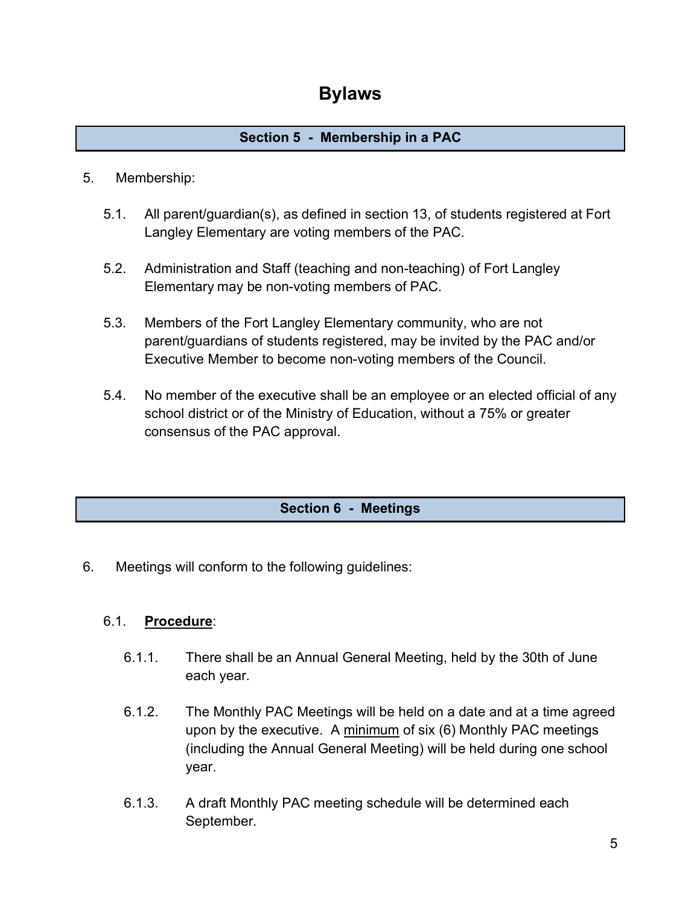# Bylaws

## Section 5 - Membership in a PAC

5. Membership:

   5.1. All parent/guardian(s), as defined in section 13, of students registered at Fort Langley Elementary are voting members of the PAC.

   5.2. Administration and Staff (teaching and non-teaching) of Fort Langley Elementary may be non-voting members of PAC.

   5.3. Members of the Fort Langley Elementary community, who are not parent/guardians of students registered, may be invited by the PAC and/or Executive Member to become non-voting members of the Council.

   5.4. No member of the executive shall be an employee or an elected official of any school district or of the Ministry of Education, without a 75% or greater consensus of the PAC approval.

## Section 6 - Meetings

6. Meetings will conform to the following guidelines:

   6.1. **Procedure**:

      6.1.1. There shall be an Annual General Meeting, held by the 30th of June each year.

      6.1.2. The Monthly PAC Meetings will be held on a date and at a time agreed upon by the executive. A minimum of six (6) Monthly PAC meetings (including the Annual General Meeting) will be held during one school year.

      6.1.3. A draft Monthly PAC meeting schedule will be determined each September.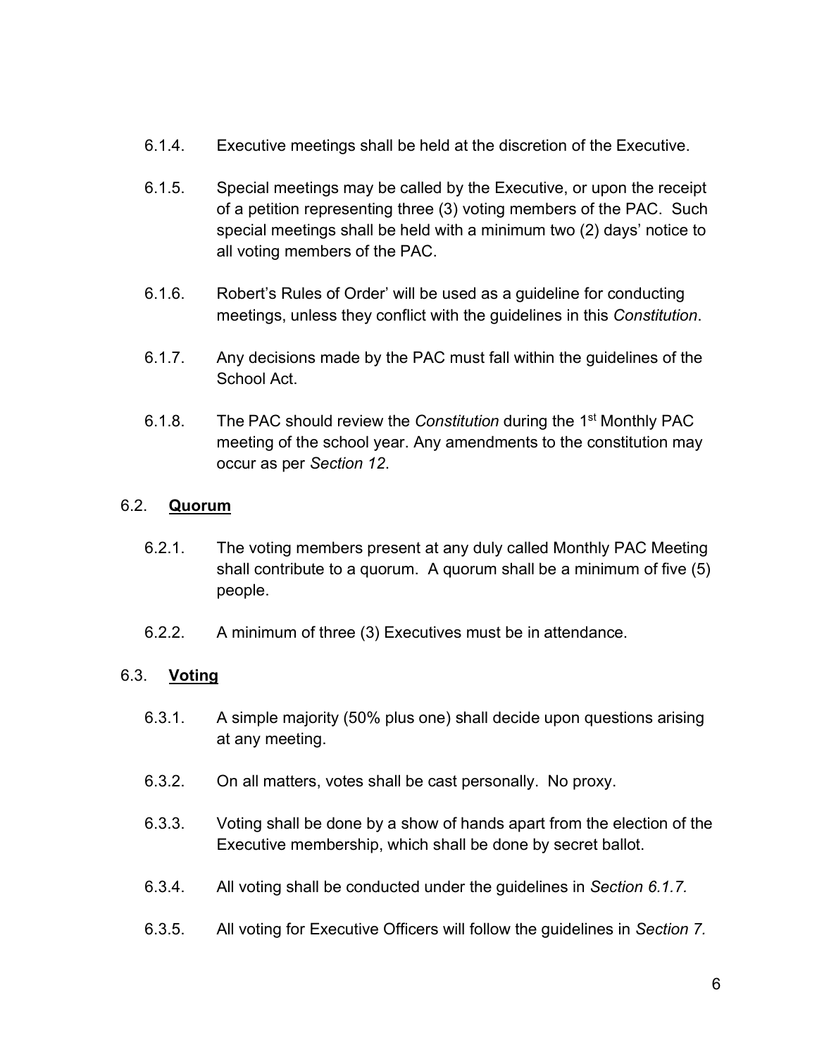6.1.4. Executive meetings shall be held at the discretion of the Executive.

6.1.5. Special meetings may be called by the Executive, or upon the receipt of a petition representing three (3) voting members of the PAC. Such special meetings shall be held with a minimum two (2) days' notice to all voting members of the PAC.

6.1.6. Robert's Rules of Order' will be used as a guideline for conducting meetings, unless they conflict with the guidelines in this *Constitution*.

6.1.7. Any decisions made by the PAC must fall within the guidelines of the School Act.

6.1.8. The PAC should review the *Constitution* during the 1st Monthly PAC meeting of the school year. Any amendments to the constitution may occur as per *Section 12*.

## 6.2. **<u>Quorum</u>**

6.2.1. The voting members present at any duly called Monthly PAC Meeting shall contribute to a quorum. A quorum shall be a minimum of five (5) people.

6.2.2. A minimum of three (3) Executives must be in attendance.

## 6.3. **<u>Voting</u>**

6.3.1. A simple majority (50% plus one) shall decide upon questions arising at any meeting.

6.3.2. On all matters, votes shall be cast personally. No proxy.

6.3.3. Voting shall be done by a show of hands apart from the election of the Executive membership, which shall be done by secret ballot.

6.3.4. All voting shall be conducted under the guidelines in *Section 6.1.7.*

6.3.5. All voting for Executive Officers will follow the guidelines in *Section 7.*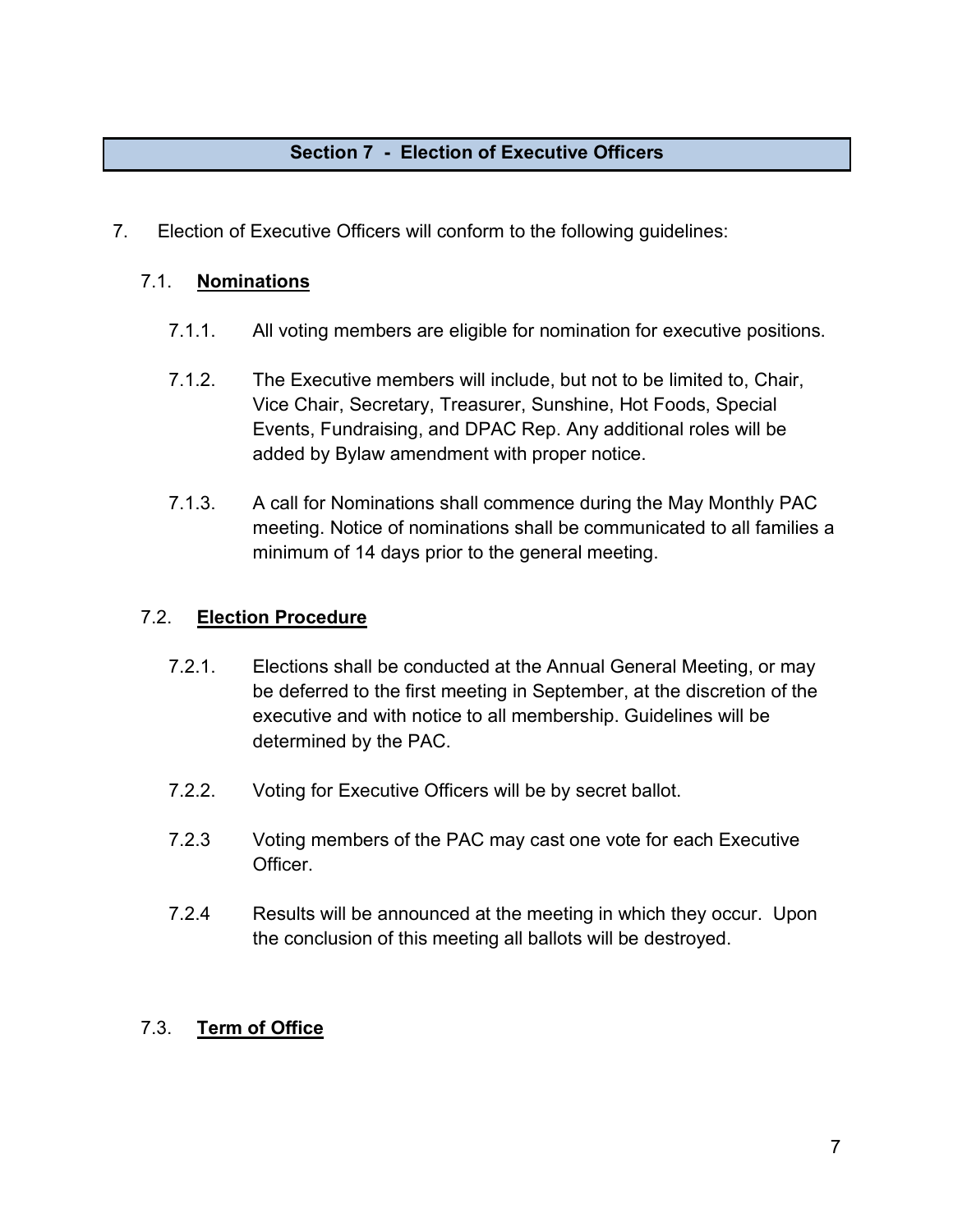## Section 7 - Election of Executive Officers

7. Election of Executive Officers will conform to the following guidelines:

### 7.1. **Nominations**

7.1.1. All voting members are eligible for nomination for executive positions.

7.1.2. The Executive members will include, but not to be limited to, Chair, Vice Chair, Secretary, Treasurer, Sunshine, Hot Foods, Special Events, Fundraising, and DPAC Rep. Any additional roles will be added by Bylaw amendment with proper notice.

7.1.3. A call for Nominations shall commence during the May Monthly PAC meeting. Notice of nominations shall be communicated to all families a minimum of 14 days prior to the general meeting.

### 7.2. **Election Procedure**

7.2.1. Elections shall be conducted at the Annual General Meeting, or may be deferred to the first meeting in September, at the discretion of the executive and with notice to all membership. Guidelines will be determined by the PAC.

7.2.2. Voting for Executive Officers will be by secret ballot.

7.2.3 Voting members of the PAC may cast one vote for each Executive Officer.

7.2.4 Results will be announced at the meeting in which they occur. Upon the conclusion of this meeting all ballots will be destroyed.

### 7.3. **Term of Office**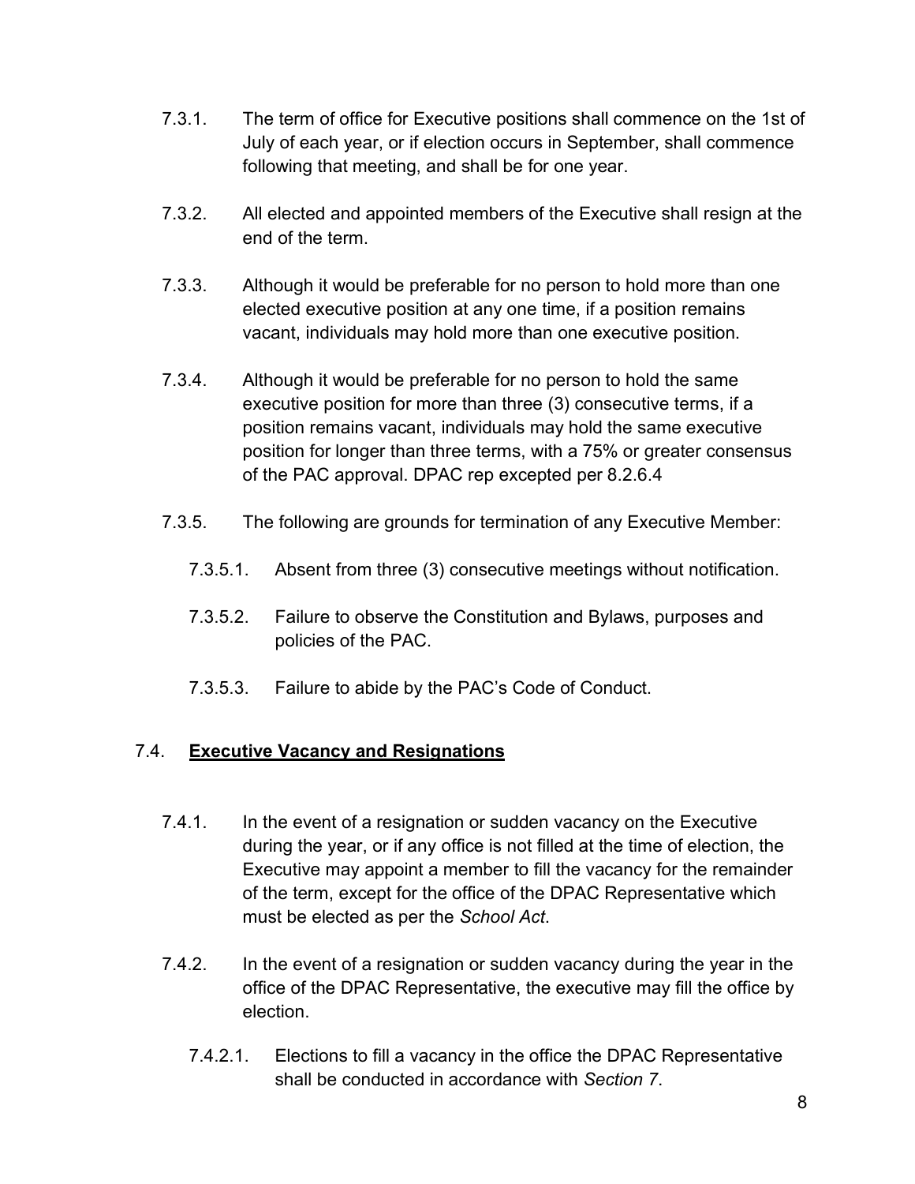7.3.1. The term of office for Executive positions shall commence on the 1st of July of each year, or if election occurs in September, shall commence following that meeting, and shall be for one year.

7.3.2. All elected and appointed members of the Executive shall resign at the end of the term.

7.3.3. Although it would be preferable for no person to hold more than one elected executive position at any one time, if a position remains vacant, individuals may hold more than one executive position.

7.3.4. Although it would be preferable for no person to hold the same executive position for more than three (3) consecutive terms, if a position remains vacant, individuals may hold the same executive position for longer than three terms, with a 75% or greater consensus of the PAC approval. DPAC rep excepted per 8.2.6.4

7.3.5. The following are grounds for termination of any Executive Member:

7.3.5.1. Absent from three (3) consecutive meetings without notification.

7.3.5.2. Failure to observe the Constitution and Bylaws, purposes and policies of the PAC.

7.3.5.3. Failure to abide by the PAC's Code of Conduct.

## 7.4. **Executive Vacancy and Resignations**

7.4.1. In the event of a resignation or sudden vacancy on the Executive during the year, or if any office is not filled at the time of election, the Executive may appoint a member to fill the vacancy for the remainder of the term, except for the office of the DPAC Representative which must be elected as per the *School Act*.

7.4.2. In the event of a resignation or sudden vacancy during the year in the office of the DPAC Representative, the executive may fill the office by election.

7.4.2.1. Elections to fill a vacancy in the office the DPAC Representative shall be conducted in accordance with *Section 7*.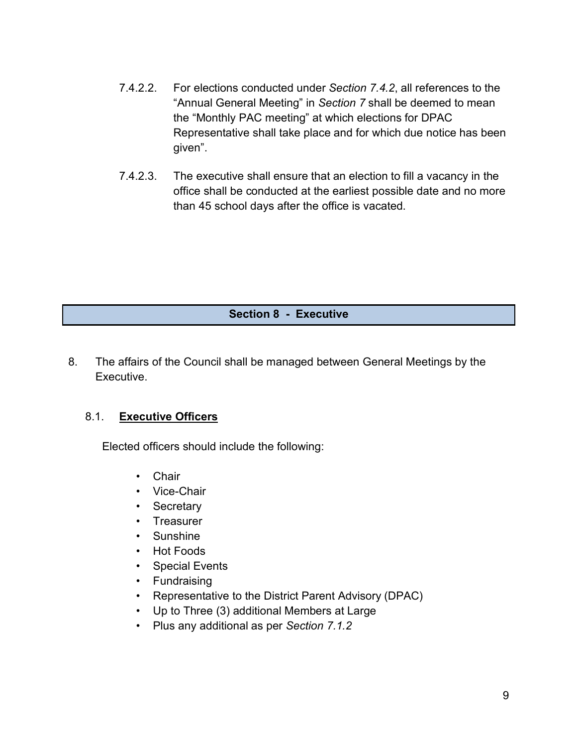7.4.2.2. For elections conducted under *Section 7.4.2*, all references to the "Annual General Meeting" in *Section 7* shall be deemed to mean the "Monthly PAC meeting" at which elections for DPAC Representative shall take place and for which due notice has been given".

7.4.2.3. The executive shall ensure that an election to fill a vacancy in the office shall be conducted at the earliest possible date and no more than 45 school days after the office is vacated.

## Section 8 - Executive

8. The affairs of the Council shall be managed between General Meetings by the Executive.

### 8.1. **Executive Officers**

Elected officers should include the following:

- Chair
- Vice-Chair
- Secretary
- Treasurer
- Sunshine
- Hot Foods
- Special Events
- Fundraising
- Representative to the District Parent Advisory (DPAC)
- Up to Three (3) additional Members at Large
- Plus any additional as per *Section 7.1.2*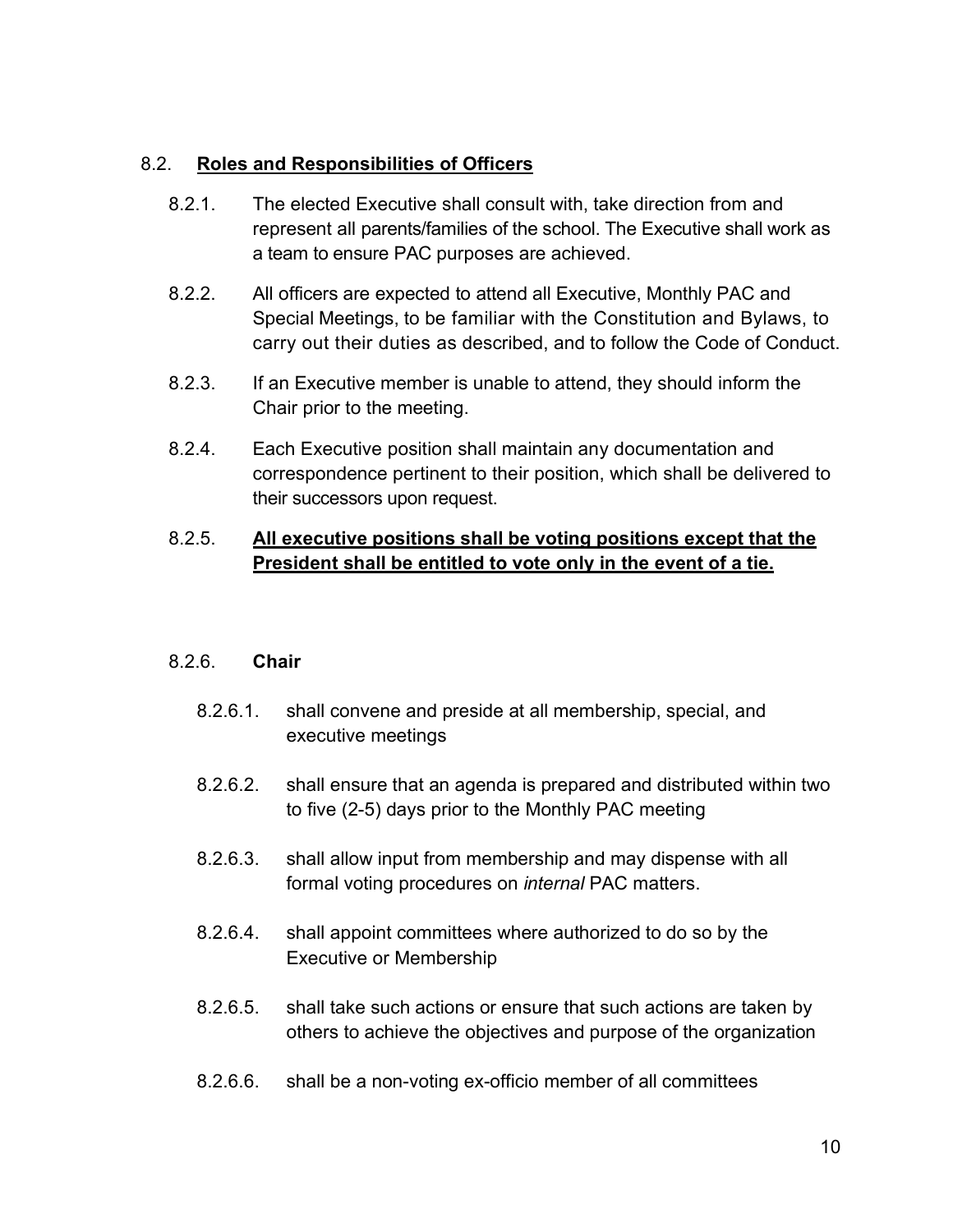### 8.2. **<u>Roles and Responsibilities of Officers</u>**

8.2.1. The elected Executive shall consult with, take direction from and represent all parents/families of the school. The Executive shall work as a team to ensure PAC purposes are achieved.

8.2.2. All officers are expected to attend all Executive, Monthly PAC and Special Meetings, to be familiar with the Constitution and Bylaws, to carry out their duties as described, and to follow the Code of Conduct.

8.2.3. If an Executive member is unable to attend, they should inform the Chair prior to the meeting.

8.2.4. Each Executive position shall maintain any documentation and correspondence pertinent to their position, which shall be delivered to their successors upon request.

8.2.5. **<u>All executive positions shall be voting positions except that the President shall be entitled to vote only in the event of a tie.</u>**

#### 8.2.6. **Chair**

8.2.6.1. shall convene and preside at all membership, special, and executive meetings

8.2.6.2. shall ensure that an agenda is prepared and distributed within two to five (2-5) days prior to the Monthly PAC meeting

8.2.6.3. shall allow input from membership and may dispense with all formal voting procedures on *internal* PAC matters.

8.2.6.4. shall appoint committees where authorized to do so by the Executive or Membership

8.2.6.5. shall take such actions or ensure that such actions are taken by others to achieve the objectives and purpose of the organization

8.2.6.6. shall be a non-voting ex-officio member of all committees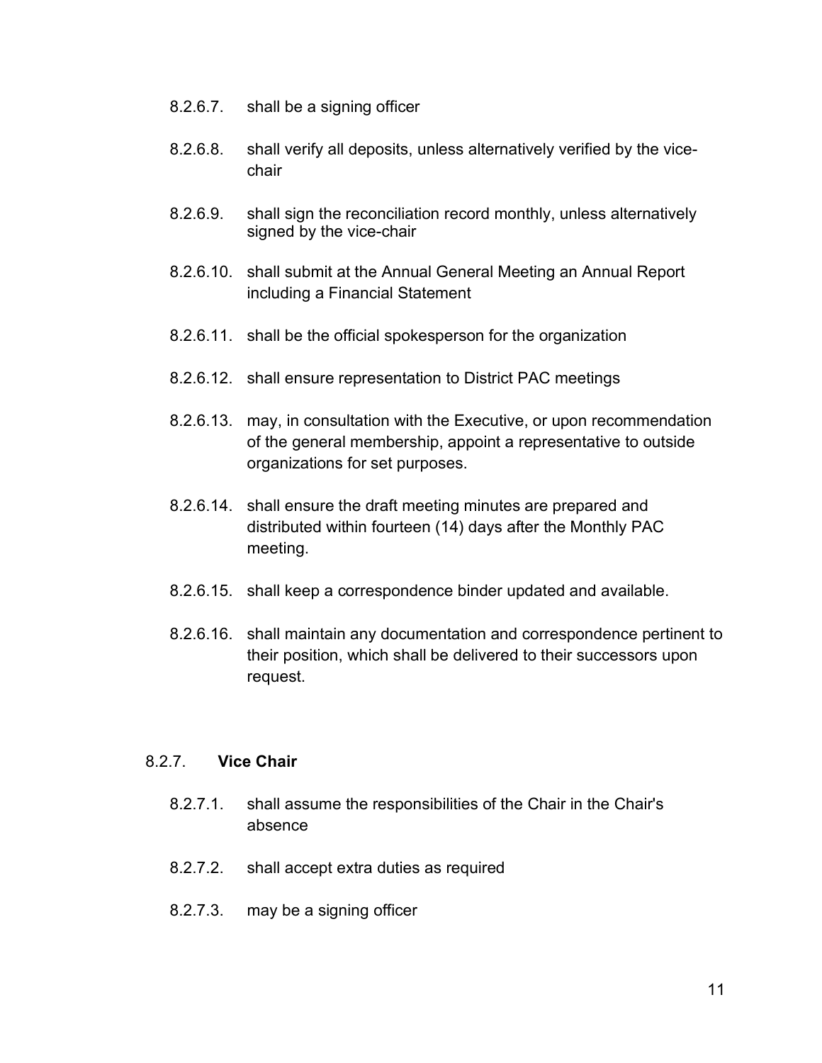8.2.6.7. shall be a signing officer

8.2.6.8. shall verify all deposits, unless alternatively verified by the vice-chair

8.2.6.9. shall sign the reconciliation record monthly, unless alternatively signed by the vice-chair

8.2.6.10. shall submit at the Annual General Meeting an Annual Report including a Financial Statement

8.2.6.11. shall be the official spokesperson for the organization

8.2.6.12. shall ensure representation to District PAC meetings

8.2.6.13. may, in consultation with the Executive, or upon recommendation of the general membership, appoint a representative to outside organizations for set purposes.

8.2.6.14. shall ensure the draft meeting minutes are prepared and distributed within fourteen (14) days after the Monthly PAC meeting.

8.2.6.15. shall keep a correspondence binder updated and available.

8.2.6.16. shall maintain any documentation and correspondence pertinent to their position, which shall be delivered to their successors upon request.

8.2.7. **Vice Chair**

8.2.7.1. shall assume the responsibilities of the Chair in the Chair's absence

8.2.7.2. shall accept extra duties as required

8.2.7.3. may be a signing officer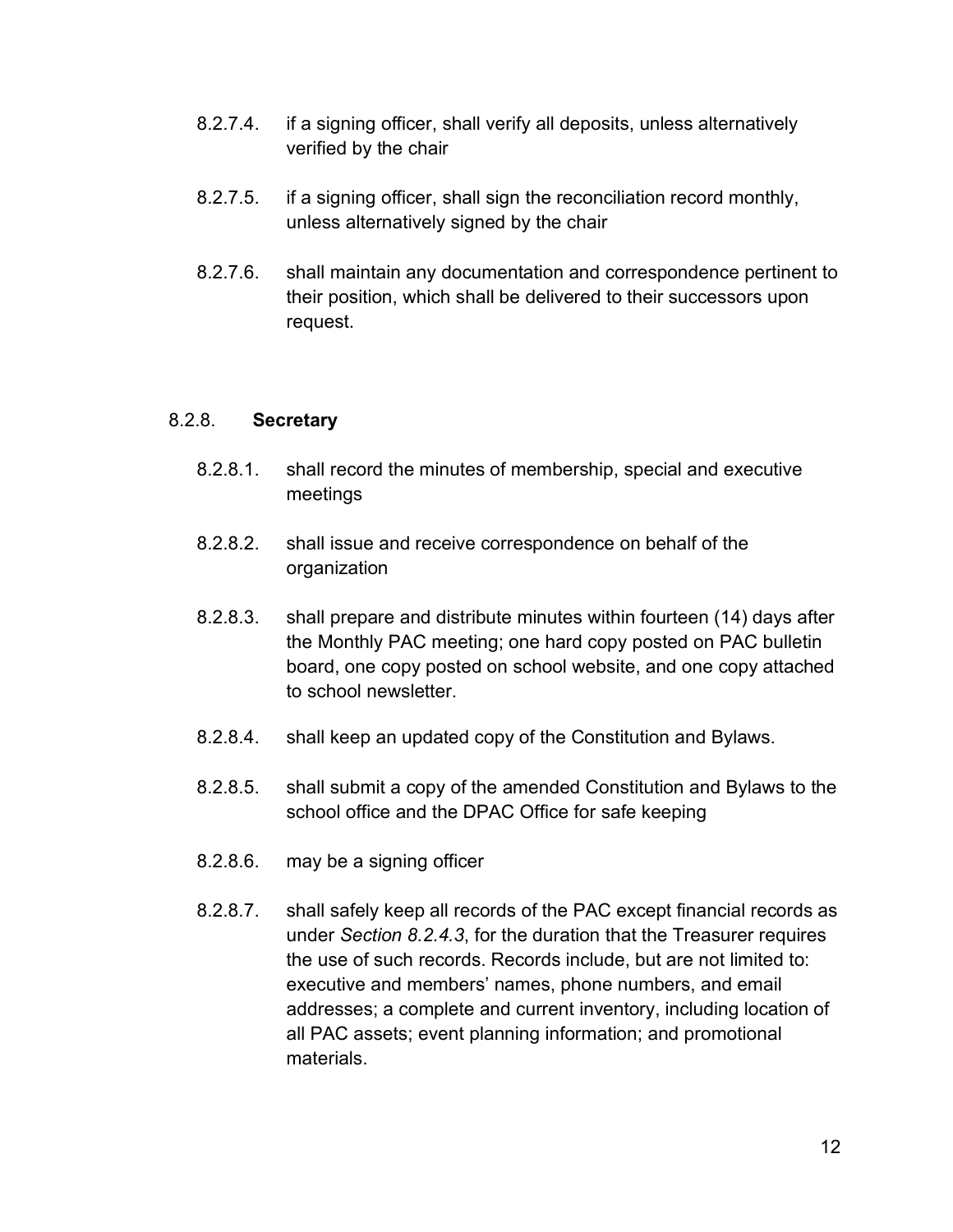8.2.7.4. if a signing officer, shall verify all deposits, unless alternatively verified by the chair

8.2.7.5. if a signing officer, shall sign the reconciliation record monthly, unless alternatively signed by the chair

8.2.7.6. shall maintain any documentation and correspondence pertinent to their position, which shall be delivered to their successors upon request.

### 8.2.8. **Secretary**

8.2.8.1. shall record the minutes of membership, special and executive meetings

8.2.8.2. shall issue and receive correspondence on behalf of the organization

8.2.8.3. shall prepare and distribute minutes within fourteen (14) days after the Monthly PAC meeting; one hard copy posted on PAC bulletin board, one copy posted on school website, and one copy attached to school newsletter.

8.2.8.4. shall keep an updated copy of the Constitution and Bylaws.

8.2.8.5. shall submit a copy of the amended Constitution and Bylaws to the school office and the DPAC Office for safe keeping

8.2.8.6. may be a signing officer

8.2.8.7. shall safely keep all records of the PAC except financial records as under *Section 8.2.4.3*, for the duration that the Treasurer requires the use of such records. Records include, but are not limited to: executive and members' names, phone numbers, and email addresses; a complete and current inventory, including location of all PAC assets; event planning information; and promotional materials.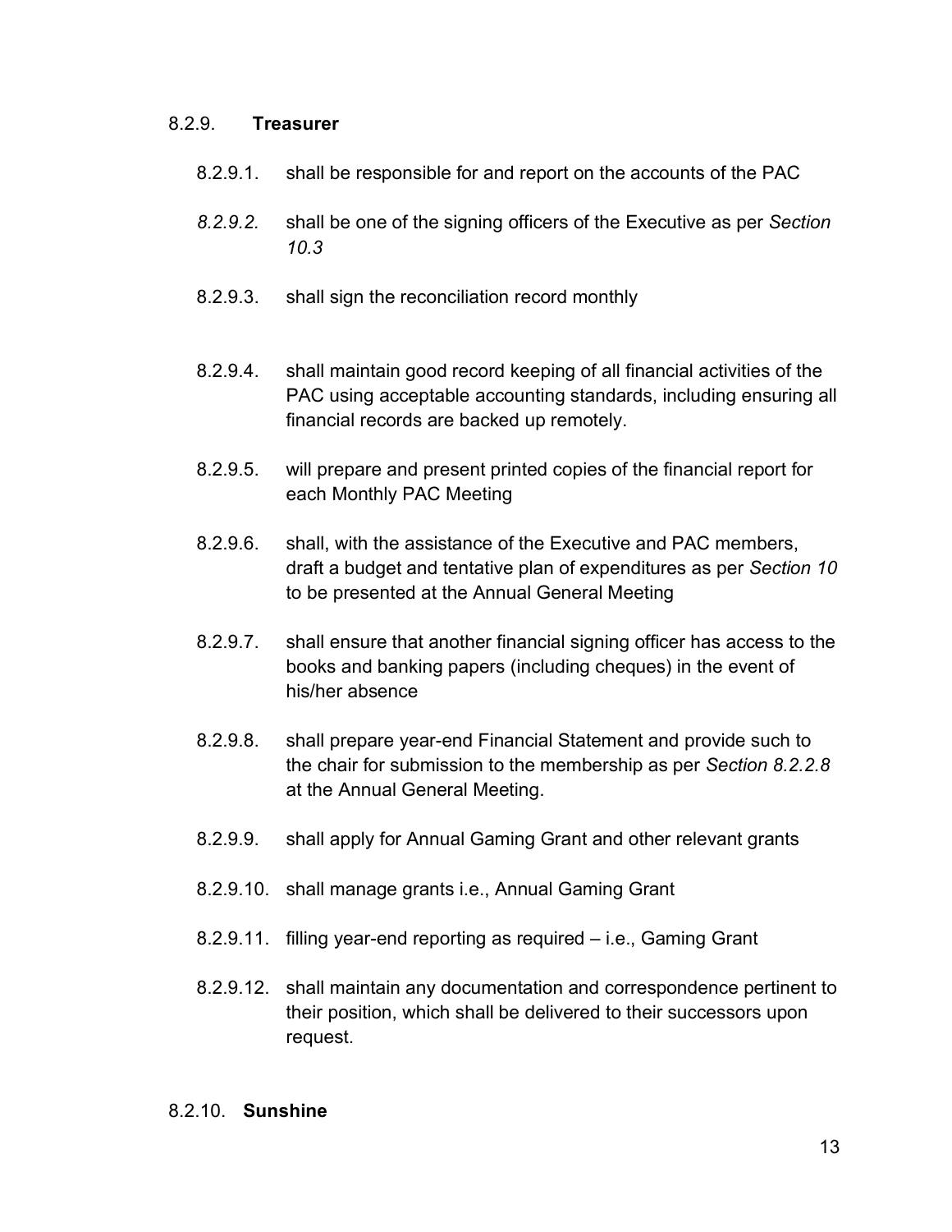8.2.9. **Treasurer**

8.2.9.1. shall be responsible for and report on the accounts of the PAC

*8.2.9.2.* shall be one of the signing officers of the Executive as per *Section 10.3*

8.2.9.3. shall sign the reconciliation record monthly

8.2.9.4. shall maintain good record keeping of all financial activities of the PAC using acceptable accounting standards, including ensuring all financial records are backed up remotely.

8.2.9.5. will prepare and present printed copies of the financial report for each Monthly PAC Meeting

8.2.9.6. shall, with the assistance of the Executive and PAC members, draft a budget and tentative plan of expenditures as per *Section 10* to be presented at the Annual General Meeting

8.2.9.7. shall ensure that another financial signing officer has access to the books and banking papers (including cheques) in the event of his/her absence

8.2.9.8. shall prepare year-end Financial Statement and provide such to the chair for submission to the membership as per *Section 8.2.2.8* at the Annual General Meeting.

8.2.9.9. shall apply for Annual Gaming Grant and other relevant grants

8.2.9.10. shall manage grants i.e., Annual Gaming Grant

8.2.9.11. filling year-end reporting as required – i.e., Gaming Grant

8.2.9.12. shall maintain any documentation and correspondence pertinent to their position, which shall be delivered to their successors upon request.

8.2.10. **Sunshine**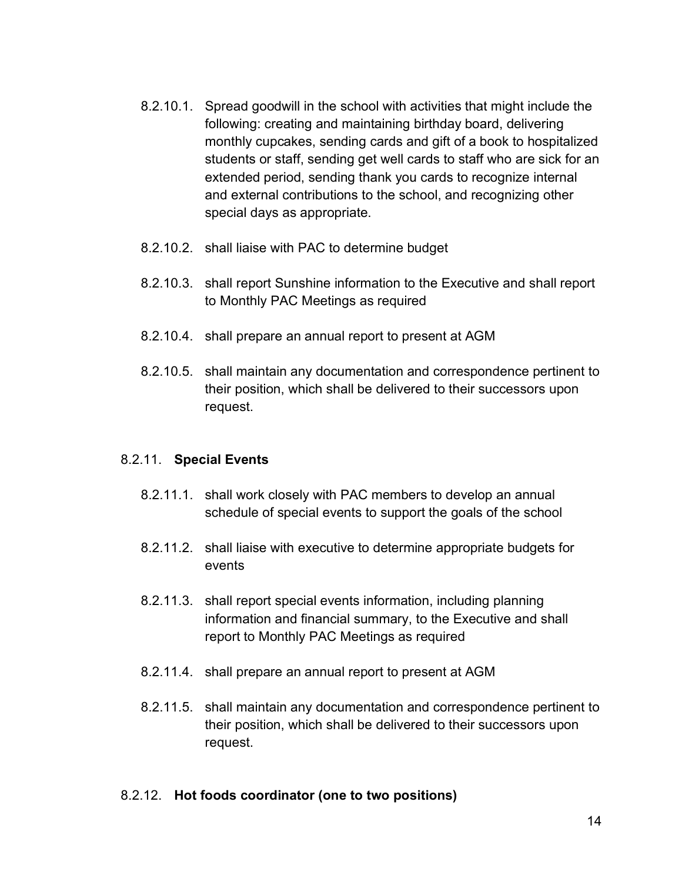8.2.10.1. Spread goodwill in the school with activities that might include the following: creating and maintaining birthday board, delivering monthly cupcakes, sending cards and gift of a book to hospitalized students or staff, sending get well cards to staff who are sick for an extended period, sending thank you cards to recognize internal and external contributions to the school, and recognizing other special days as appropriate.

8.2.10.2. shall liaise with PAC to determine budget

8.2.10.3. shall report Sunshine information to the Executive and shall report to Monthly PAC Meetings as required

8.2.10.4. shall prepare an annual report to present at AGM

8.2.10.5. shall maintain any documentation and correspondence pertinent to their position, which shall be delivered to their successors upon request.

8.2.11. **Special Events**

8.2.11.1. shall work closely with PAC members to develop an annual schedule of special events to support the goals of the school

8.2.11.2. shall liaise with executive to determine appropriate budgets for events

8.2.11.3. shall report special events information, including planning information and financial summary, to the Executive and shall report to Monthly PAC Meetings as required

8.2.11.4. shall prepare an annual report to present at AGM

8.2.11.5. shall maintain any documentation and correspondence pertinent to their position, which shall be delivered to their successors upon request.

8.2.12. **Hot foods coordinator (one to two positions)**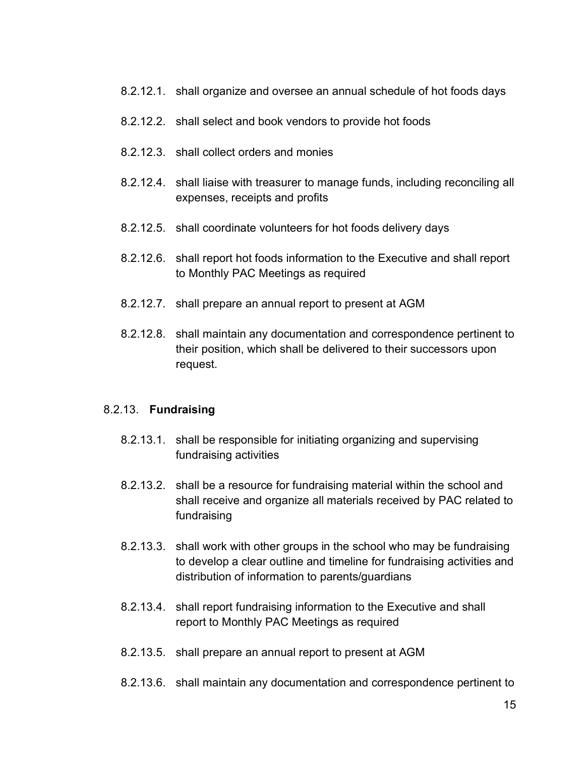8.2.12.1. shall organize and oversee an annual schedule of hot foods days

8.2.12.2. shall select and book vendors to provide hot foods

8.2.12.3. shall collect orders and monies

8.2.12.4. shall liaise with treasurer to manage funds, including reconciling all expenses, receipts and profits

8.2.12.5. shall coordinate volunteers for hot foods delivery days

8.2.12.6. shall report hot foods information to the Executive and shall report to Monthly PAC Meetings as required

8.2.12.7. shall prepare an annual report to present at AGM

8.2.12.8. shall maintain any documentation and correspondence pertinent to their position, which shall be delivered to their successors upon request.

8.2.13. **Fundraising**

8.2.13.1. shall be responsible for initiating organizing and supervising fundraising activities

8.2.13.2. shall be a resource for fundraising material within the school and shall receive and organize all materials received by PAC related to fundraising

8.2.13.3. shall work with other groups in the school who may be fundraising to develop a clear outline and timeline for fundraising activities and distribution of information to parents/guardians

8.2.13.4. shall report fundraising information to the Executive and shall report to Monthly PAC Meetings as required

8.2.13.5. shall prepare an annual report to present at AGM

8.2.13.6. shall maintain any documentation and correspondence pertinent to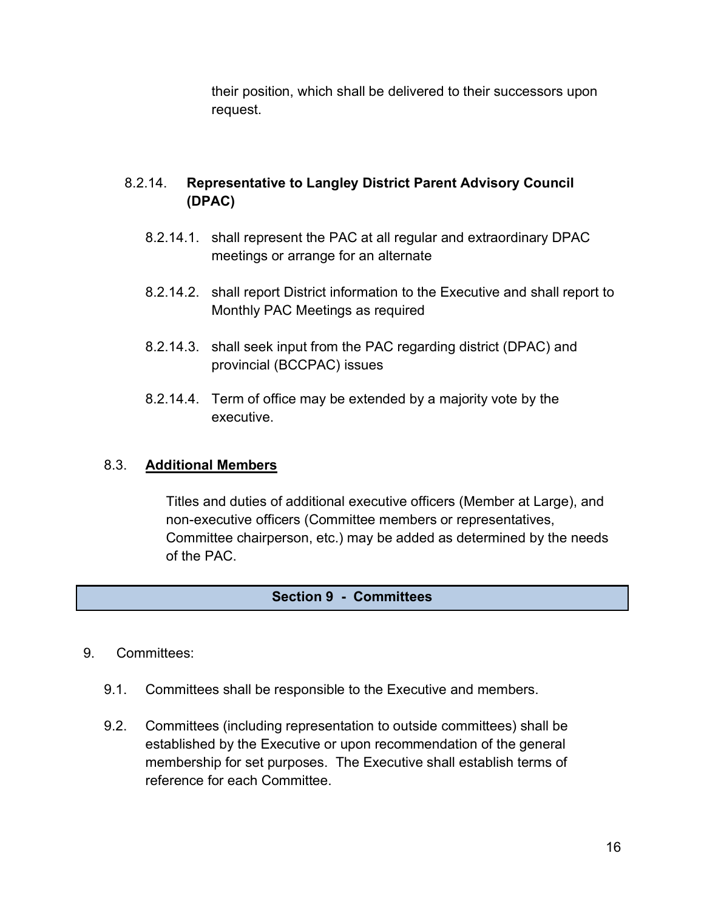their position, which shall be delivered to their successors upon request.

8.2.14. **Representative to Langley District Parent Advisory Council (DPAC)**

8.2.14.1. shall represent the PAC at all regular and extraordinary DPAC meetings or arrange for an alternate

8.2.14.2. shall report District information to the Executive and shall report to Monthly PAC Meetings as required

8.2.14.3. shall seek input from the PAC regarding district (DPAC) and provincial (BCCPAC) issues

8.2.14.4. Term of office may be extended by a majority vote by the executive.

8.3. **Additional Members**

Titles and duties of additional executive officers (Member at Large), and non-executive officers (Committee members or representatives, Committee chairperson, etc.) may be added as determined by the needs of the PAC.

## Section 9 - Committees

9. Committees:

9.1. Committees shall be responsible to the Executive and members.

9.2. Committees (including representation to outside committees) shall be established by the Executive or upon recommendation of the general membership for set purposes. The Executive shall establish terms of reference for each Committee.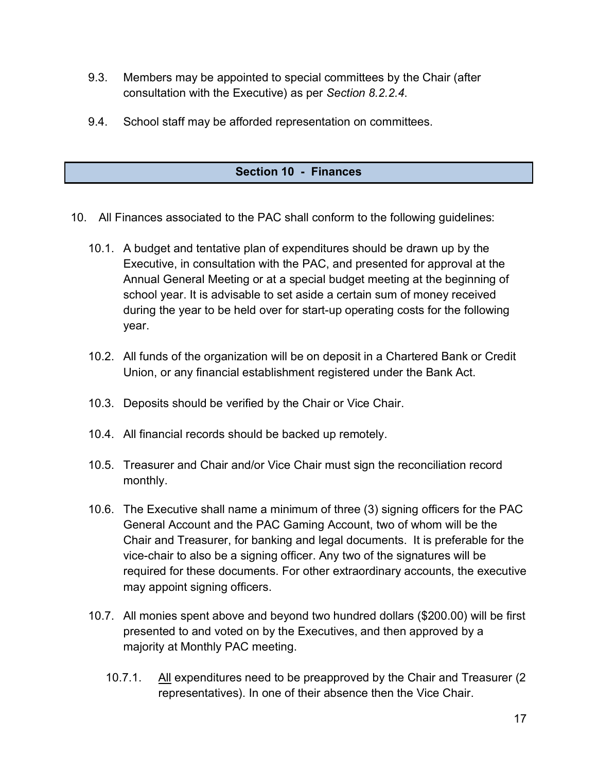9.3. Members may be appointed to special committees by the Chair (after consultation with the Executive) as per *Section 8.2.2.4*.

9.4. School staff may be afforded representation on committees.

## Section 10 - Finances

10. All Finances associated to the PAC shall conform to the following guidelines:

10.1. A budget and tentative plan of expenditures should be drawn up by the Executive, in consultation with the PAC, and presented for approval at the Annual General Meeting or at a special budget meeting at the beginning of school year. It is advisable to set aside a certain sum of money received during the year to be held over for start-up operating costs for the following year.

10.2. All funds of the organization will be on deposit in a Chartered Bank or Credit Union, or any financial establishment registered under the Bank Act.

10.3. Deposits should be verified by the Chair or Vice Chair.

10.4. All financial records should be backed up remotely.

10.5. Treasurer and Chair and/or Vice Chair must sign the reconciliation record monthly.

10.6. The Executive shall name a minimum of three (3) signing officers for the PAC General Account and the PAC Gaming Account, two of whom will be the Chair and Treasurer, for banking and legal documents. It is preferable for the vice-chair to also be a signing officer. Any two of the signatures will be required for these documents. For other extraordinary accounts, the executive may appoint signing officers.

10.7. All monies spent above and beyond two hundred dollars ($200.00) will be first presented to and voted on by the Executives, and then approved by a majority at Monthly PAC meeting.

10.7.1. <u>All</u> expenditures need to be preapproved by the Chair and Treasurer (2 representatives). In one of their absence then the Vice Chair.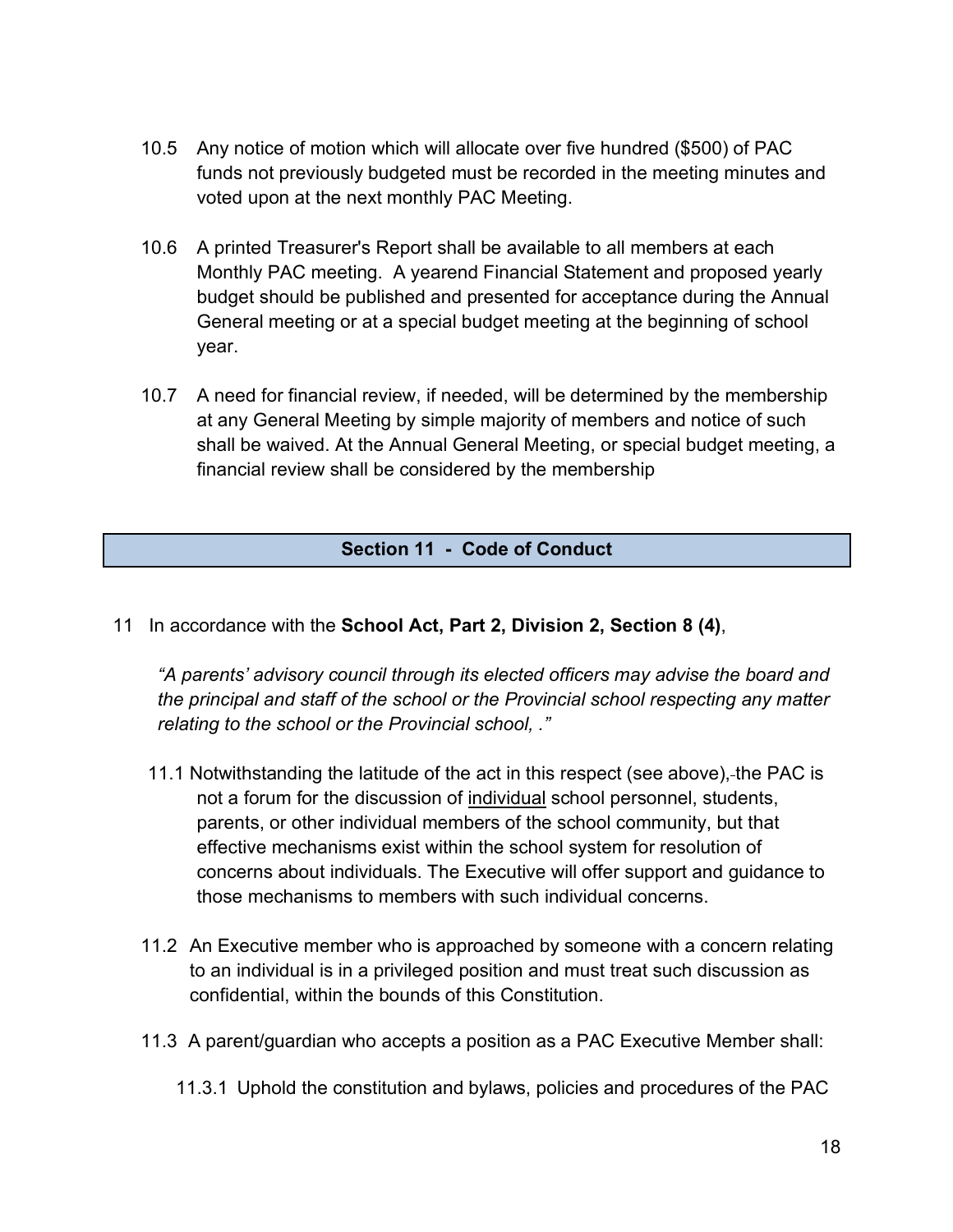10.5 Any notice of motion which will allocate over five hundred ($500) of PAC funds not previously budgeted must be recorded in the meeting minutes and voted upon at the next monthly PAC Meeting.

10.6 A printed Treasurer's Report shall be available to all members at each Monthly PAC meeting. A yearend Financial Statement and proposed yearly budget should be published and presented for acceptance during the Annual General meeting or at a special budget meeting at the beginning of school year.

10.7 A need for financial review, if needed, will be determined by the membership at any General Meeting by simple majority of members and notice of such shall be waived. At the Annual General Meeting, or special budget meeting, a financial review shall be considered by the membership

## Section 11 - Code of Conduct

11 In accordance with the **School Act, Part 2, Division 2, Section 8 (4)**,

*"A parents' advisory council through its elected officers may advise the board and the principal and staff of the school or the Provincial school respecting any matter relating to the school or the Provincial school, ."*

11.1 Notwithstanding the latitude of the act in this respect (see above), the PAC is not a forum for the discussion of <u>individual</u> school personnel, students, parents, or other individual members of the school community, but that effective mechanisms exist within the school system for resolution of concerns about individuals. The Executive will offer support and guidance to those mechanisms to members with such individual concerns.

11.2 An Executive member who is approached by someone with a concern relating to an individual is in a privileged position and must treat such discussion as confidential, within the bounds of this Constitution.

11.3 A parent/guardian who accepts a position as a PAC Executive Member shall:

11.3.1 Uphold the constitution and bylaws, policies and procedures of the PAC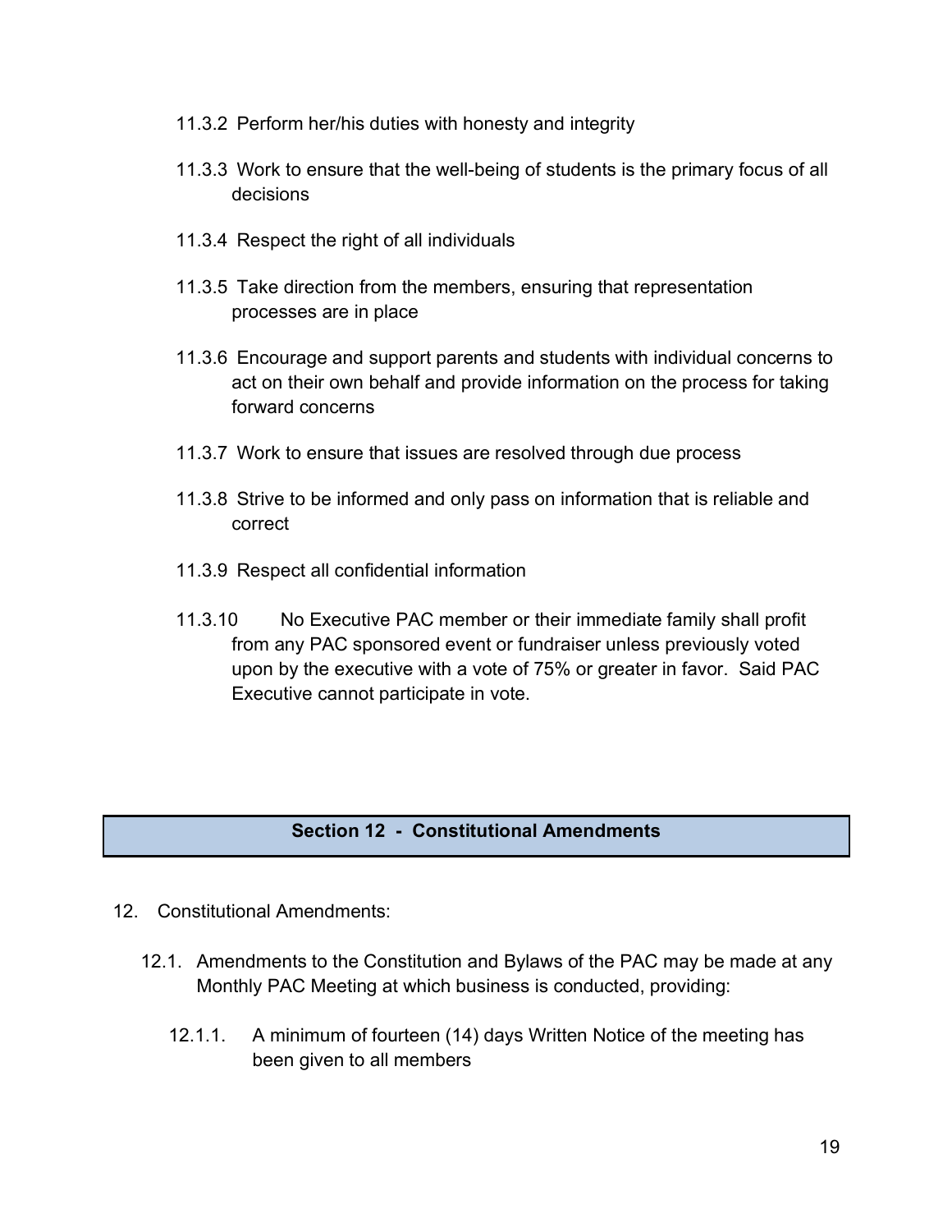11.3.2 Perform her/his duties with honesty and integrity

11.3.3 Work to ensure that the well-being of students is the primary focus of all decisions

11.3.4 Respect the right of all individuals

11.3.5 Take direction from the members, ensuring that representation processes are in place

11.3.6 Encourage and support parents and students with individual concerns to act on their own behalf and provide information on the process for taking forward concerns

11.3.7 Work to ensure that issues are resolved through due process

11.3.8 Strive to be informed and only pass on information that is reliable and correct

11.3.9 Respect all confidential information

11.3.10 No Executive PAC member or their immediate family shall profit from any PAC sponsored event or fundraiser unless previously voted upon by the executive with a vote of 75% or greater in favor. Said PAC Executive cannot participate in vote.

## Section 12 - Constitutional Amendments

12. Constitutional Amendments:

12.1. Amendments to the Constitution and Bylaws of the PAC may be made at any Monthly PAC Meeting at which business is conducted, providing:

12.1.1. A minimum of fourteen (14) days Written Notice of the meeting has been given to all members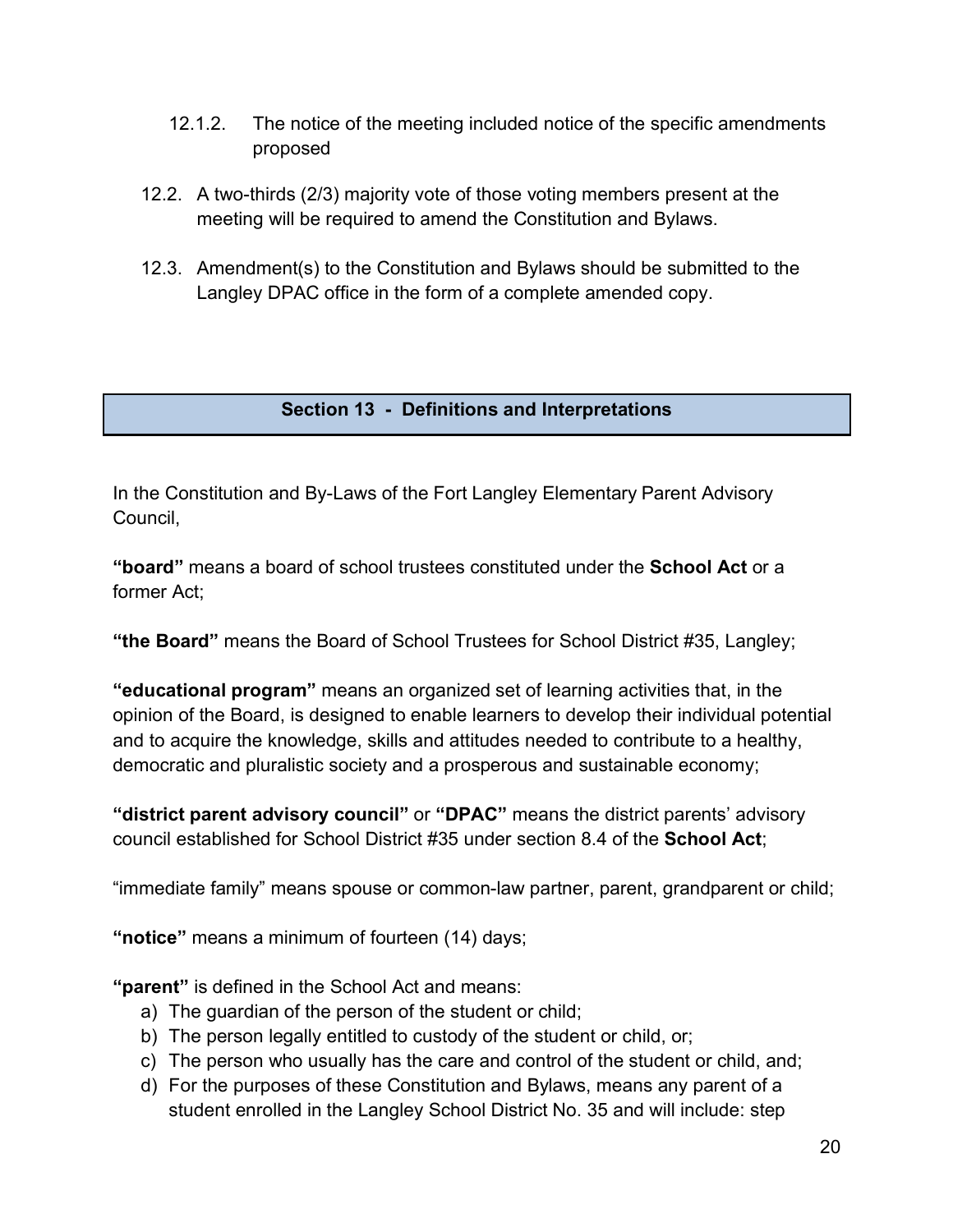12.1.2. The notice of the meeting included notice of the specific amendments proposed

12.2. A two-thirds (2/3) majority vote of those voting members present at the meeting will be required to amend the Constitution and Bylaws.

12.3. Amendment(s) to the Constitution and Bylaws should be submitted to the Langley DPAC office in the form of a complete amended copy.

## Section 13 - Definitions and Interpretations

In the Constitution and By-Laws of the Fort Langley Elementary Parent Advisory Council,

**"board"** means a board of school trustees constituted under the **School Act** or a former Act;

**"the Board"** means the Board of School Trustees for School District #35, Langley;

**"educational program"** means an organized set of learning activities that, in the opinion of the Board, is designed to enable learners to develop their individual potential and to acquire the knowledge, skills and attitudes needed to contribute to a healthy, democratic and pluralistic society and a prosperous and sustainable economy;

**"district parent advisory council"** or **"DPAC"** means the district parents' advisory council established for School District #35 under section 8.4 of the **School Act**;

"immediate family" means spouse or common-law partner, parent, grandparent or child;

**"notice"** means a minimum of fourteen (14) days;

**"parent"** is defined in the School Act and means:

a) The guardian of the person of the student or child;
b) The person legally entitled to custody of the student or child, or;
c) The person who usually has the care and control of the student or child, and;
d) For the purposes of these Constitution and Bylaws, means any parent of a student enrolled in the Langley School District No. 35 and will include: step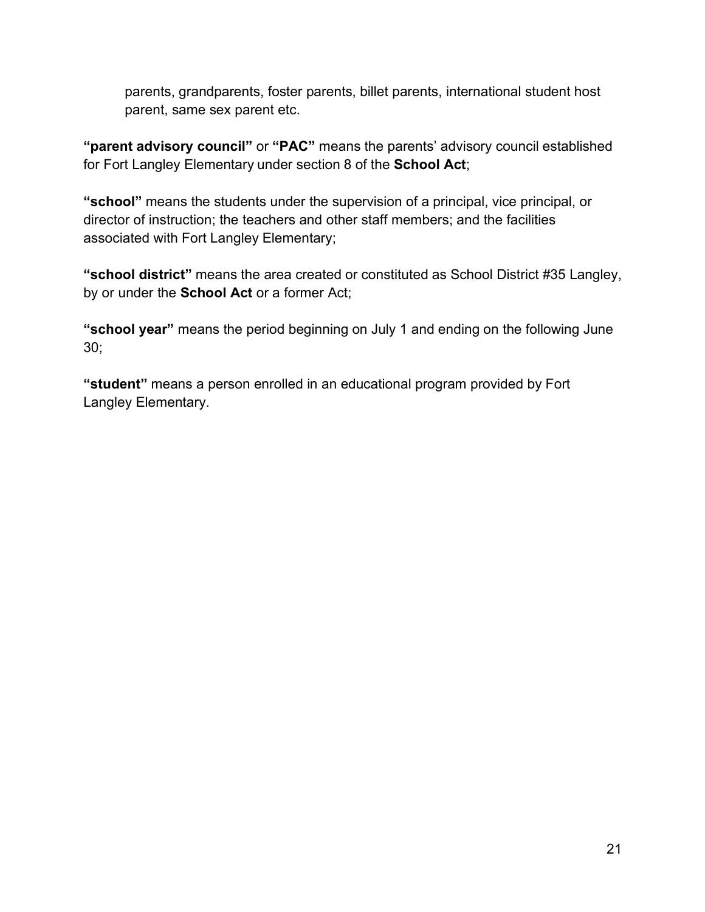parents, grandparents, foster parents, billet parents, international student host parent, same sex parent etc.

**"parent advisory council"** or **"PAC"** means the parents' advisory council established for Fort Langley Elementary under section 8 of the **School Act**;

**"school"** means the students under the supervision of a principal, vice principal, or director of instruction; the teachers and other staff members; and the facilities associated with Fort Langley Elementary;

**"school district"** means the area created or constituted as School District #35 Langley, by or under the **School Act** or a former Act;

**"school year"** means the period beginning on July 1 and ending on the following June 30;

**"student"** means a person enrolled in an educational program provided by Fort Langley Elementary.